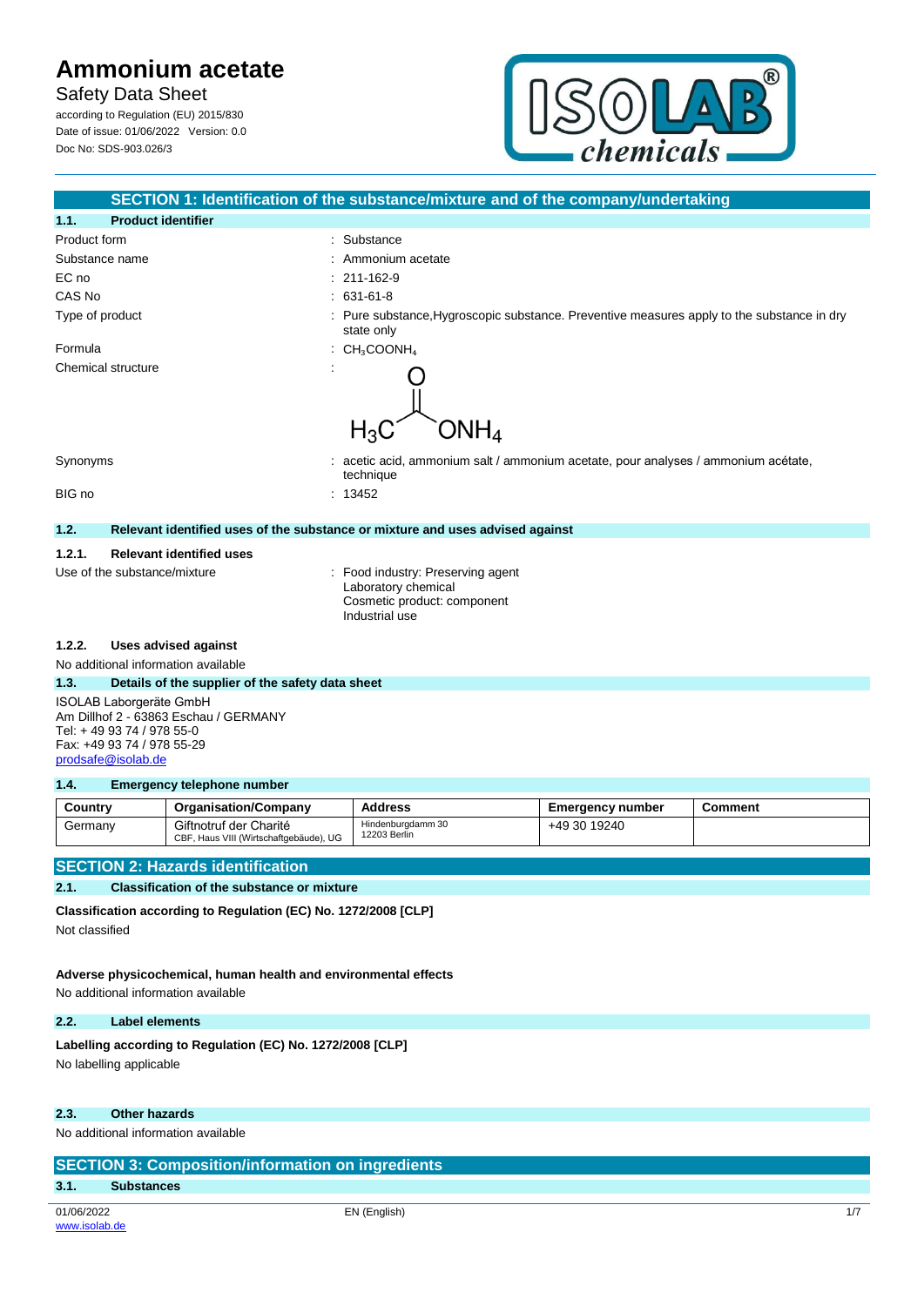# Ammonium acetate

Safety Data Sheet

according to Regulation (EU) 2015/830

Date of issue: 01/06/2022 Version: 0.0

Doc No: SDS-903.026/3

## SECTION 1: Identification of the substance/mixture and of the company/undertaking

### 1.1. Product identifier

| | |
|---|---|
| Product form | : Substance |
| Substance name | : Ammonium acetate |
| EC no | : 211-162-9 |
| CAS No | : 631-61-8 |
| Type of product | : Pure substance,Hygroscopic substance. Preventive measures apply to the substance in dry state only |
| Formula | : $CH_3COONH_4$ |
| Chemical structure | : $H_3C$–C(=O)–$ONH_4$ |
| Synonyms | : acetic acid, ammonium salt / ammonium acetate, pour analyses / ammonium acétate, technique |
| BIG no | : 13452 |

### 1.2. Relevant identified uses of the substance or mixture and uses advised against

#### 1.2.1. Relevant identified uses

Use of the substance/mixture : Food industry: Preserving agent
Laboratory chemical
Cosmetic product: component
Industrial use

#### 1.2.2. Uses advised against

No additional information available

### 1.3. Details of the supplier of the safety data sheet

ISOLAB Laborgeräte GmbH
Am Dillhof 2 - 63863 Eschau / GERMANY
Tel: + 49 93 74 / 978 55-0
Fax: +49 93 74 / 978 55-29
prodsafe@isolab.de

### 1.4. Emergency telephone number

| Country | Organisation/Company | Address | Emergency number | Comment |
|---|---|---|---|---|
| Germany | Giftnotruf der Charité CBF, Haus VIII (Wirtschaftgebäude), UG | Hindenburgdamm 30 12203 Berlin | +49 30 19240 | |

## SECTION 2: Hazards identification

### 2.1. Classification of the substance or mixture

**Classification according to Regulation (EC) No. 1272/2008 [CLP]**

Not classified

**Adverse physicochemical, human health and environmental effects**

No additional information available

### 2.2. Label elements

**Labelling according to Regulation (EC) No. 1272/2008 [CLP]**

No labelling applicable

### 2.3. Other hazards

No additional information available

## SECTION 3: Composition/information on ingredients

### 3.1. Substances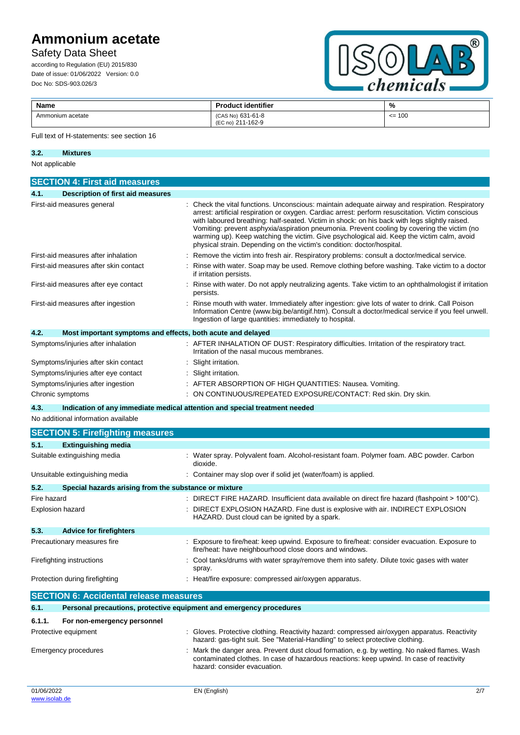| Name | Product identifier | % |
|---|---|---|
| Ammonium acetate | (CAS No) 631-61-8<br>(EC no) 211-162-9 | <= 100 |

Full text of H-statements: see section 16

### 3.2. Mixtures

Not applicable

## SECTION 4: First aid measures

### 4.1. Description of first aid measures

| | |
|---|---|
| First-aid measures general | : Check the vital functions. Unconscious: maintain adequate airway and respiration. Respiratory arrest: artificial respiration or oxygen. Cardiac arrest: perform resuscitation. Victim conscious with laboured breathing: half-seated. Victim in shock: on his back with legs slightly raised. Vomiting: prevent asphyxia/aspiration pneumonia. Prevent cooling by covering the victim (no warming up). Keep watching the victim. Give psychological aid. Keep the victim calm, avoid physical strain. Depending on the victim's condition: doctor/hospital. |
| First-aid measures after inhalation | : Remove the victim into fresh air. Respiratory problems: consult a doctor/medical service. |
| First-aid measures after skin contact | : Rinse with water. Soap may be used. Remove clothing before washing. Take victim to a doctor if irritation persists. |
| First-aid measures after eye contact | : Rinse with water. Do not apply neutralizing agents. Take victim to an ophthalmologist if irritation persists. |
| First-aid measures after ingestion | : Rinse mouth with water. Immediately after ingestion: give lots of water to drink. Call Poison Information Centre (www.big.be/antigif.htm). Consult a doctor/medical service if you feel unwell. Ingestion of large quantities: immediately to hospital. |

### 4.2. Most important symptoms and effects, both acute and delayed

| | |
|---|---|
| Symptoms/injuries after inhalation | : AFTER INHALATION OF DUST: Respiratory difficulties. Irritation of the respiratory tract. Irritation of the nasal mucous membranes. |
| Symptoms/injuries after skin contact | : Slight irritation. |
| Symptoms/injuries after eye contact | : Slight irritation. |
| Symptoms/injuries after ingestion | : AFTER ABSORPTION OF HIGH QUANTITIES: Nausea. Vomiting. |
| Chronic symptoms | : ON CONTINUOUS/REPEATED EXPOSURE/CONTACT: Red skin. Dry skin. |

### 4.3. Indication of any immediate medical attention and special treatment needed

No additional information available

## SECTION 5: Firefighting measures

### 5.1. Extinguishing media

| | |
|---|---|
| Suitable extinguishing media | : Water spray. Polyvalent foam. Alcohol-resistant foam. Polymer foam. ABC powder. Carbon dioxide. |
| Unsuitable extinguishing media | : Container may slop over if solid jet (water/foam) is applied. |

### 5.2. Special hazards arising from the substance or mixture

| | |
|---|---|
| Fire hazard | : DIRECT FIRE HAZARD. Insufficient data available on direct fire hazard (flashpoint > 100°C). |
| Explosion hazard | : DIRECT EXPLOSION HAZARD. Fine dust is explosive with air. INDIRECT EXPLOSION HAZARD. Dust cloud can be ignited by a spark. |

### 5.3. Advice for firefighters

| | |
|---|---|
| Precautionary measures fire | : Exposure to fire/heat: keep upwind. Exposure to fire/heat: consider evacuation. Exposure to fire/heat: have neighbourhood close doors and windows. |
| Firefighting instructions | : Cool tanks/drums with water spray/remove them into safety. Dilute toxic gases with water spray. |
| Protection during firefighting | : Heat/fire exposure: compressed air/oxygen apparatus. |

## SECTION 6: Accidental release measures

### 6.1. Personal precautions, protective equipment and emergency procedures

#### 6.1.1. For non-emergency personnel

| | |
|---|---|
| Protective equipment | : Gloves. Protective clothing. Reactivity hazard: compressed air/oxygen apparatus. Reactivity hazard: gas-tight suit. See "Material-Handling" to select protective clothing. |
| Emergency procedures | : Mark the danger area. Prevent dust cloud formation, e.g. by wetting. No naked flames. Wash contaminated clothes. In case of hazardous reactions: keep upwind. In case of reactivity hazard: consider evacuation. |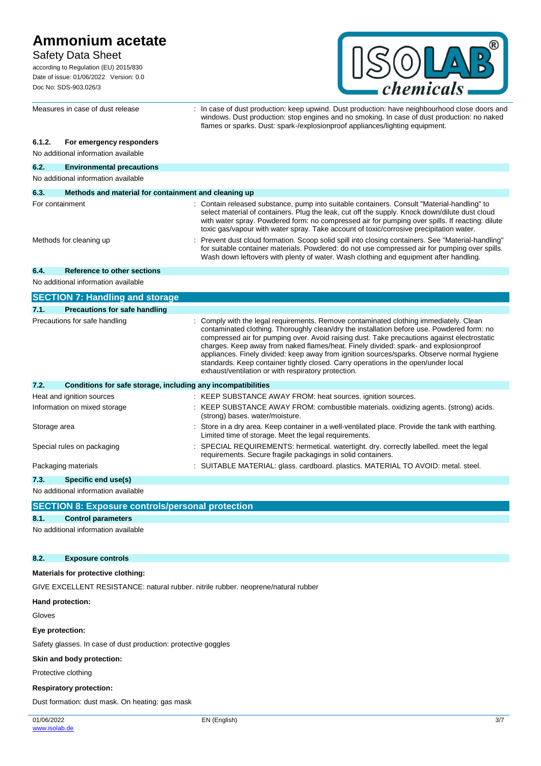| | |
|---|---|
| Measures in case of dust release | : In case of dust production: keep upwind. Dust production: have neighbourhood close doors and windows. Dust production: stop engines and no smoking. In case of dust production: no naked flames or sparks. Dust: spark-/explosionproof appliances/lighting equipment. |

#### 6.1.2. For emergency responders

No additional information available

### 6.2. Environmental precautions

No additional information available

### 6.3. Methods and material for containment and cleaning up

| | |
|---|---|
| For containment | : Contain released substance, pump into suitable containers. Consult "Material-handling" to select material of containers. Plug the leak, cut off the supply. Knock down/dilute dust cloud with water spray. Powdered form: no compressed air for pumping over spills. If reacting: dilute toxic gas/vapour with water spray. Take account of toxic/corrosive precipitation water. |
| Methods for cleaning up | : Prevent dust cloud formation. Scoop solid spill into closing containers. See "Material-handling" for suitable container materials. Powdered: do not use compressed air for pumping over spills. Wash down leftovers with plenty of water. Wash clothing and equipment after handling. |

### 6.4. Reference to other sections

No additional information available

## SECTION 7: Handling and storage

### 7.1. Precautions for safe handling

| | |
|---|---|
| Precautions for safe handling | : Comply with the legal requirements. Remove contaminated clothing immediately. Clean contaminated clothing. Thoroughly clean/dry the installation before use. Powdered form: no compressed air for pumping over. Avoid raising dust. Take precautions against electrostatic charges. Keep away from naked flames/heat. Finely divided: spark- and explosionproof appliances. Finely divided: keep away from ignition sources/sparks. Observe normal hygiene standards. Keep container tightly closed. Carry operations in the open/under local exhaust/ventilation or with respiratory protection. |

### 7.2. Conditions for safe storage, including any incompatibilities

| | |
|---|---|
| Heat and ignition sources | : KEEP SUBSTANCE AWAY FROM: heat sources. ignition sources. |
| Information on mixed storage | : KEEP SUBSTANCE AWAY FROM: combustible materials. oxidizing agents. (strong) acids. (strong) bases. water/moisture. |
| Storage area | : Store in a dry area. Keep container in a well-ventilated place. Provide the tank with earthing. Limited time of storage. Meet the legal requirements. |
| Special rules on packaging | : SPECIAL REQUIREMENTS: hermetical. watertight. dry. correctly labelled. meet the legal requirements. Secure fragile packagings in solid containers. |
| Packaging materials | : SUITABLE MATERIAL: glass. cardboard. plastics. MATERIAL TO AVOID: metal. steel. |

### 7.3. Specific end use(s)

No additional information available

## SECTION 8: Exposure controls/personal protection

### 8.1. Control parameters

No additional information available

### 8.2. Exposure controls

**Materials for protective clothing:**

GIVE EXCELLENT RESISTANCE: natural rubber. nitrile rubber. neoprene/natural rubber

**Hand protection:**

Gloves

**Eye protection:**

Safety glasses. In case of dust production: protective goggles

**Skin and body protection:**

Protective clothing

**Respiratory protection:**

Dust formation: dust mask. On heating: gas mask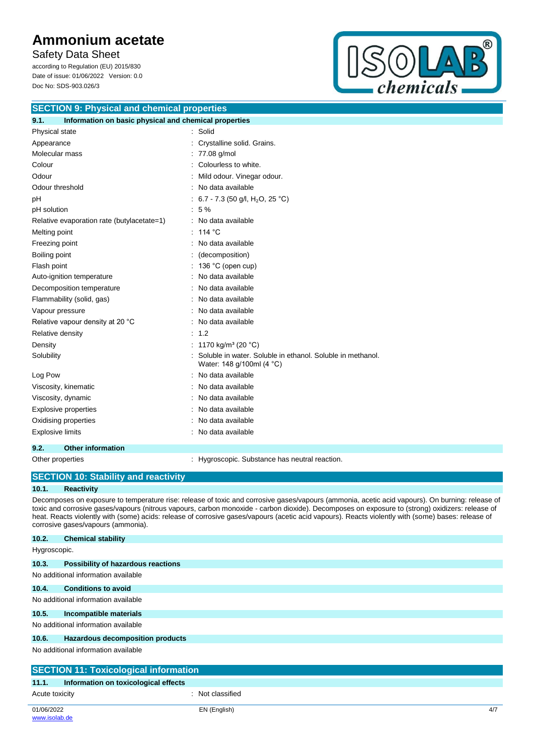## SECTION 9: Physical and chemical properties

### 9.1. Information on basic physical and chemical properties

| Property | Value |
|---|---|
| Physical state | : Solid |
| Appearance | : Crystalline solid. Grains. |
| Molecular mass | : 77.08 g/mol |
| Colour | : Colourless to white. |
| Odour | : Mild odour. Vinegar odour. |
| Odour threshold | : No data available |
| pH | : 6.7 - 7.3 (50 g/l, $H_2O$, 25 °C) |
| pH solution | : 5 % |
| Relative evaporation rate (butylacetate=1) | : No data available |
| Melting point | : 114 °C |
| Freezing point | : No data available |
| Boiling point | : (decomposition) |
| Flash point | : 136 °C (open cup) |
| Auto-ignition temperature | : No data available |
| Decomposition temperature | : No data available |
| Flammability (solid, gas) | : No data available |
| Vapour pressure | : No data available |
| Relative vapour density at 20 °C | : No data available |
| Relative density | : 1.2 |
| Density | : 1170 kg/m³ (20 °C) |
| Solubility | : Soluble in water. Soluble in ethanol. Soluble in methanol. Water: 148 g/100ml (4 °C) |
| Log Pow | : No data available |
| Viscosity, kinematic | : No data available |
| Viscosity, dynamic | : No data available |
| Explosive properties | : No data available |
| Oxidising properties | : No data available |
| Explosive limits | : No data available |

### 9.2. Other information

| Property | Value |
|---|---|
| Other properties | : Hygroscopic. Substance has neutral reaction. |

## SECTION 10: Stability and reactivity

### 10.1. Reactivity

Decomposes on exposure to temperature rise: release of toxic and corrosive gases/vapours (ammonia, acetic acid vapours). On burning: release of toxic and corrosive gases/vapours (nitrous vapours, carbon monoxide - carbon dioxide). Decomposes on exposure to (strong) oxidizers: release of heat. Reacts violently with (some) acids: release of corrosive gases/vapours (acetic acid vapours). Reacts violently with (some) bases: release of corrosive gases/vapours (ammonia).

### 10.2. Chemical stability

Hygroscopic.

### 10.3. Possibility of hazardous reactions

No additional information available

### 10.4. Conditions to avoid

No additional information available

### 10.5. Incompatible materials

No additional information available

### 10.6. Hazardous decomposition products

No additional information available

## SECTION 11: Toxicological information

### 11.1. Information on toxicological effects

| Property | Value |
|---|---|
| Acute toxicity | : Not classified |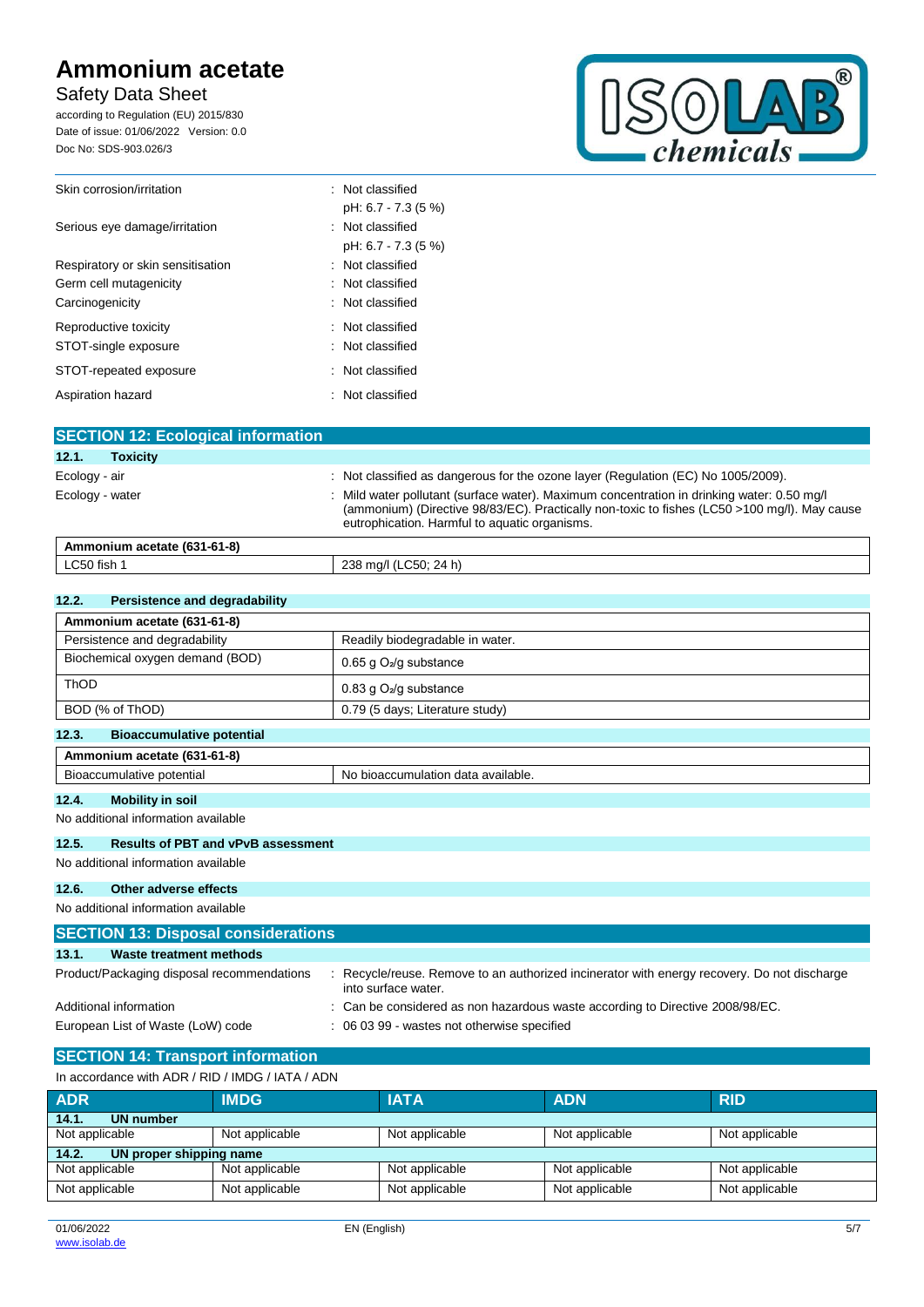| | |
|---|---|
| Skin corrosion/irritation | : Not classified<br>pH: 6.7 - 7.3 (5 %) |
| Serious eye damage/irritation | : Not classified<br>pH: 6.7 - 7.3 (5 %) |
| Respiratory or skin sensitisation | : Not classified |
| Germ cell mutagenicity | : Not classified |
| Carcinogenicity | : Not classified |
| Reproductive toxicity | : Not classified |
| STOT-single exposure | : Not classified |
| STOT-repeated exposure | : Not classified |
| Aspiration hazard | : Not classified |

## SECTION 12: Ecological information

### 12.1. Toxicity

Ecology - air : Not classified as dangerous for the ozone layer (Regulation (EC) No 1005/2009).

Ecology - water : Mild water pollutant (surface water). Maximum concentration in drinking water: 0.50 mg/l (ammonium) (Directive 98/83/EC). Practically non-toxic to fishes (LC50 >100 mg/l). May cause eutrophication. Harmful to aquatic organisms.

| Ammonium acetate (631-61-8) | |
|---|---|
| LC50 fish 1 | 238 mg/l (LC50; 24 h) |

### 12.2. Persistence and degradability

| Ammonium acetate (631-61-8) | |
|---|---|
| Persistence and degradability | Readily biodegradable in water. |
| Biochemical oxygen demand (BOD) | 0.65 g $O_2$/g substance |
| ThOD | 0.83 g $O_2$/g substance |
| BOD (% of ThOD) | 0.79 (5 days; Literature study) |

### 12.3. Bioaccumulative potential

| Ammonium acetate (631-61-8) | |
|---|---|
| Bioaccumulative potential | No bioaccumulation data available. |

### 12.4. Mobility in soil

No additional information available

### 12.5. Results of PBT and vPvB assessment

No additional information available

### 12.6. Other adverse effects

No additional information available

## SECTION 13: Disposal considerations

### 13.1. Waste treatment methods

Product/Packaging disposal recommendations : Recycle/reuse. Remove to an authorized incinerator with energy recovery. Do not discharge into surface water.

Additional information : Can be considered as non hazardous waste according to Directive 2008/98/EC.

European List of Waste (LoW) code : 06 03 99 - wastes not otherwise specified

## SECTION 14: Transport information

In accordance with ADR / RID / IMDG / IATA / ADN

| ADR | IMDG | IATA | ADN | RID |
|---|---|---|---|---|
| **14.1. UN number** | | | | |
| Not applicable | Not applicable | Not applicable | Not applicable | Not applicable |
| **14.2. UN proper shipping name** | | | | |
| Not applicable | Not applicable | Not applicable | Not applicable | Not applicable |
| Not applicable | Not applicable | Not applicable | Not applicable | Not applicable |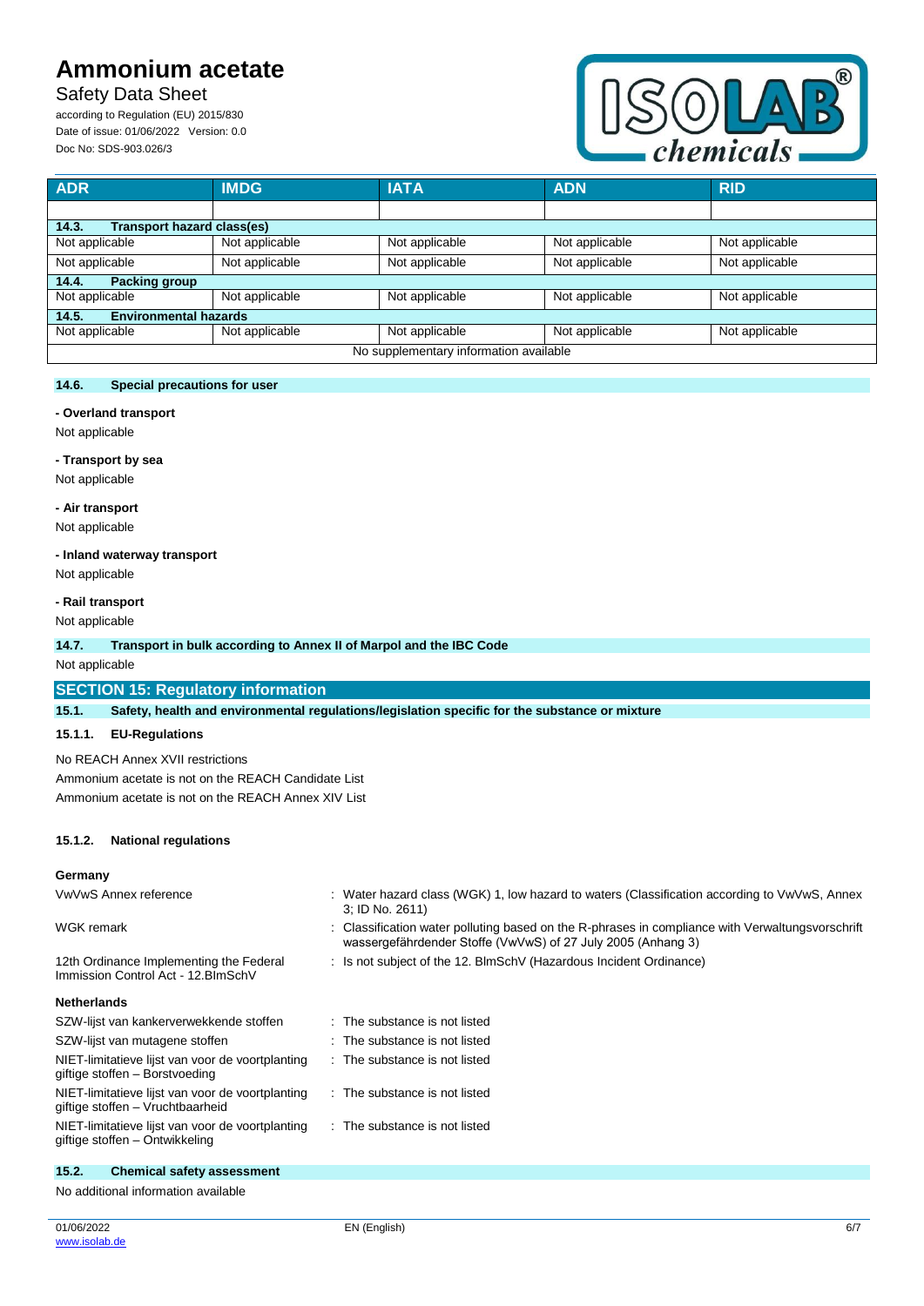| ADR | IMDG | IATA | ADN | RID |
|---|---|---|---|---|
| | | | | |
| **14.3. Transport hazard class(es)** | | | | |
| Not applicable | Not applicable | Not applicable | Not applicable | Not applicable |
| Not applicable | Not applicable | Not applicable | Not applicable | Not applicable |
| **14.4. Packing group** | | | | |
| Not applicable | Not applicable | Not applicable | Not applicable | Not applicable |
| **14.5. Environmental hazards** | | | | |
| Not applicable | Not applicable | Not applicable | Not applicable | Not applicable |
| No supplementary information available | | | | |

### 14.6. Special precautions for user

**- Overland transport**

Not applicable

**- Transport by sea**

Not applicable

**- Air transport**

Not applicable

**- Inland waterway transport**

Not applicable

**- Rail transport**

Not applicable

### 14.7. Transport in bulk according to Annex II of Marpol and the IBC Code

Not applicable

## SECTION 15: Regulatory information

### 15.1. Safety, health and environmental regulations/legislation specific for the substance or mixture

#### 15.1.1. EU-Regulations

No REACH Annex XVII restrictions

Ammonium acetate is not on the REACH Candidate List

Ammonium acetate is not on the REACH Annex XIV List

#### 15.1.2. National regulations

**Germany**

| | |
|---|---|
| VwVwS Annex reference | : Water hazard class (WGK) 1, low hazard to waters (Classification according to VwVwS, Annex 3; ID No. 2611) |
| WGK remark | : Classification water polluting based on the R-phrases in compliance with Verwaltungsvorschrift wassergefährdender Stoffe (VwVwS) of 27 July 2005 (Anhang 3) |
| 12th Ordinance Implementing the Federal Immission Control Act - 12.BImSchV | : Is not subject of the 12. BlmSchV (Hazardous Incident Ordinance) |

**Netherlands**

| | |
|---|---|
| SZW-lijst van kankerverwekkende stoffen | : The substance is not listed |
| SZW-lijst van mutagene stoffen | : The substance is not listed |
| NIET-limitatieve lijst van voor de voortplanting giftige stoffen – Borstvoeding | : The substance is not listed |
| NIET-limitatieve lijst van voor de voortplanting giftige stoffen – Vruchtbaarheid | : The substance is not listed |
| NIET-limitatieve lijst van voor de voortplanting giftige stoffen – Ontwikkeling | : The substance is not listed |

### 15.2. Chemical safety assessment

No additional information available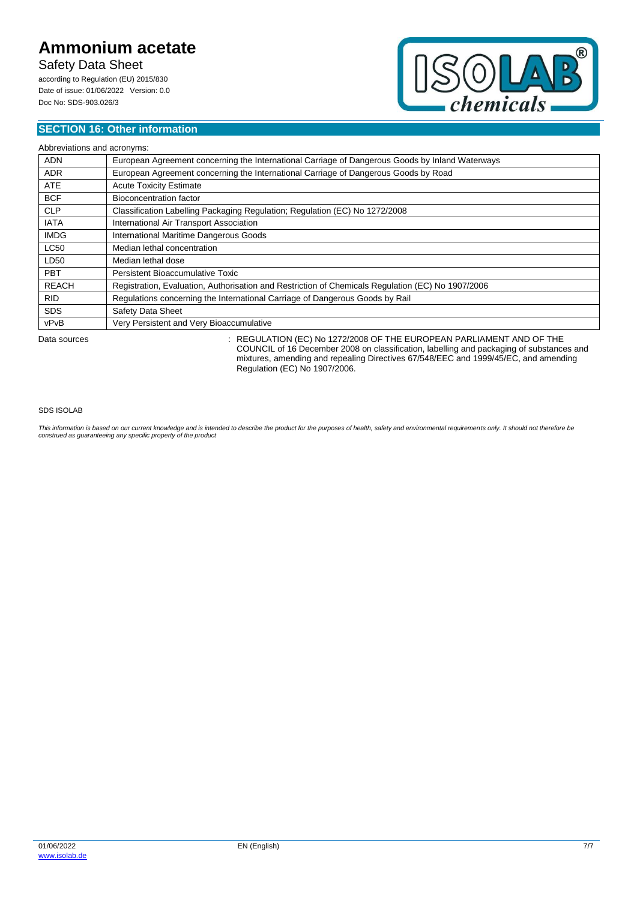## SECTION 16: Other information

Abbreviations and acronyms:

| | |
|---|---|
| ADN | European Agreement concerning the International Carriage of Dangerous Goods by Inland Waterways |
| ADR | European Agreement concerning the International Carriage of Dangerous Goods by Road |
| ATE | Acute Toxicity Estimate |
| BCF | Bioconcentration factor |
| CLP | Classification Labelling Packaging Regulation; Regulation (EC) No 1272/2008 |
| IATA | International Air Transport Association |
| IMDG | International Maritime Dangerous Goods |
| LC50 | Median lethal concentration |
| LD50 | Median lethal dose |
| PBT | Persistent Bioaccumulative Toxic |
| REACH | Registration, Evaluation, Authorisation and Restriction of Chemicals Regulation (EC) No 1907/2006 |
| RID | Regulations concerning the International Carriage of Dangerous Goods by Rail |
| SDS | Safety Data Sheet |
| vPvB | Very Persistent and Very Bioaccumulative |

Data sources : REGULATION (EC) No 1272/2008 OF THE EUROPEAN PARLIAMENT AND OF THE COUNCIL of 16 December 2008 on classification, labelling and packaging of substances and mixtures, amending and repealing Directives 67/548/EEC and 1999/45/EC, and amending Regulation (EC) No 1907/2006.

SDS ISOLAB

*This information is based on our current knowledge and is intended to describe the product for the purposes of health, safety and environmental requirements only. It should not therefore be construed as guaranteeing any specific property of the product*